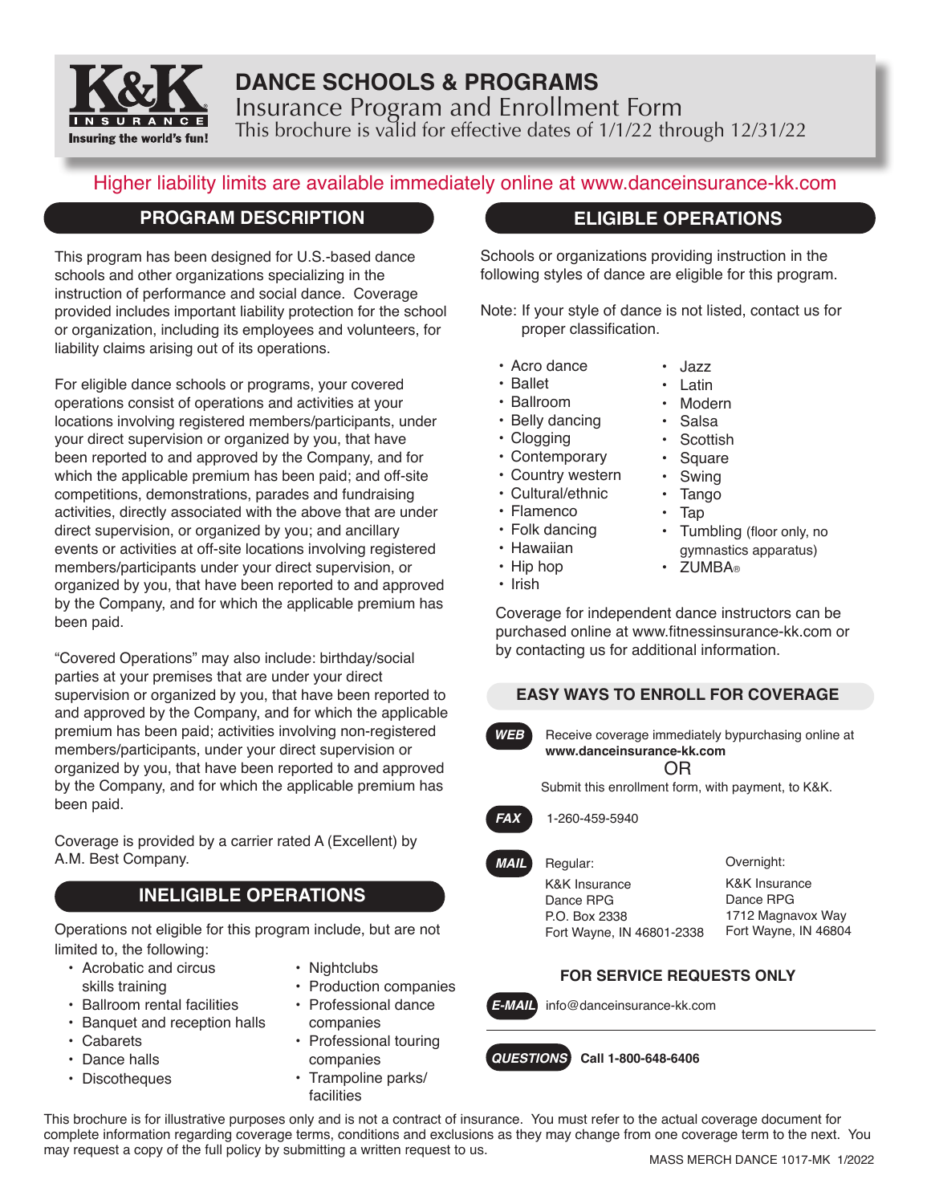# DANCE SCHOOLS & PROGRAMS

## Insurance Program and Enrollment Form

This brochure is valid for effective dates of 1/1/22 through 12/31/22

K&K INSURANCE — Insuring the world's fun!

Higher liability limits are available immediately online at www.danceinsurance-kk.com

## PROGRAM DESCRIPTION

This program has been designed for U.S.-based dance schools and other organizations specializing in the instruction of performance and social dance. Coverage provided includes important liability protection for the school or organization, including its employees and volunteers, for liability claims arising out of its operations.

For eligible dance schools or programs, your covered operations consist of operations and activities at your locations involving registered members/participants, under your direct supervision or organized by you, that have been reported to and approved by the Company, and for which the applicable premium has been paid; and off-site competitions, demonstrations, parades and fundraising activities, directly associated with the above that are under direct supervision, or organized by you; and ancillary events or activities at off-site locations involving registered members/participants under your direct supervision, or organized by you, that have been reported to and approved by the Company, and for which the applicable premium has been paid.

"Covered Operations" may also include: birthday/social parties at your premises that are under your direct supervision or organized by you, that have been reported to and approved by the Company, and for which the applicable premium has been paid; activities involving non-registered members/participants, under your direct supervision or organized by you, that have been reported to and approved by the Company, and for which the applicable premium has been paid.

Coverage is provided by a carrier rated A (Excellent) by A.M. Best Company.

## INELIGIBLE OPERATIONS

Operations not eligible for this program include, but are not limited to, the following:

- Acrobatic and circus skills training
- Ballroom rental facilities
- Banquet and reception halls
- Cabarets
- Dance halls
- Discotheques
- Nightclubs
- Production companies
- Professional dance companies
- Professional touring companies
- Trampoline parks/ facilities

## ELIGIBLE OPERATIONS

Schools or organizations providing instruction in the following styles of dance are eligible for this program.

Note: If your style of dance is not listed, contact us for proper classification.

- Acro dance
- Ballet
- Ballroom
- Belly dancing
- Clogging
- Contemporary
- Country western
- Cultural/ethnic
- Flamenco
- Folk dancing
- Hawaiian
- Hip hop
- Irish
- Jazz
- Latin
- Modern
- Salsa
- Scottish
- Square
- Swing
- Tango
- Tap
- Tumbling (floor only, no gymnastics apparatus)
- ZUMBA®

Coverage for independent dance instructors can be purchased online at www.fitnessinsurance-kk.com or by contacting us for additional information.

## EASY WAYS TO ENROLL FOR COVERAGE

**WEB** Receive coverage immediately bypurchasing online at **www.danceinsurance-kk.com**

OR

Submit this enrollment form, with payment, to K&K.

**FAX** 1-260-459-5940

**MAIL**

Regular:
K&K Insurance
Dance RPG
P.O. Box 2338
Fort Wayne, IN 46801-2338

Overnight:
K&K Insurance
Dance RPG
1712 Magnavox Way
Fort Wayne, IN 46804

### FOR SERVICE REQUESTS ONLY

**E-MAIL** info@danceinsurance-kk.com

**QUESTIONS** **Call 1-800-648-6406**

This brochure is for illustrative purposes only and is not a contract of insurance. You must refer to the actual coverage document for complete information regarding coverage terms, conditions and exclusions as they may change from one coverage term to the next. You may request a copy of the full policy by submitting a written request to us.

MASS MERCH DANCE 1017-MK 1/2022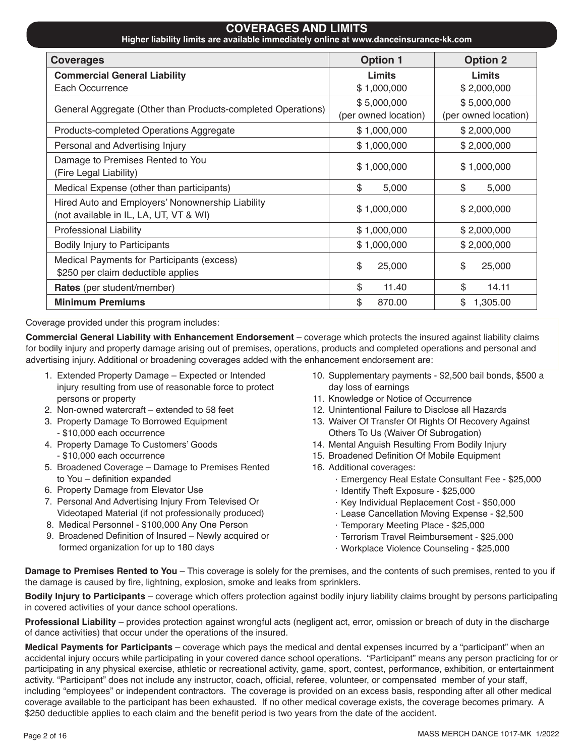## COVERAGES AND LIMITS

**Higher liability limits are available immediately online at www.danceinsurance-kk.com**

| Coverages | Option 1 | Option 2 |
|---|---|---|
| **Commercial General Liability** | **Limits** | **Limits** |
| Each Occurrence | $ 1,000,000 | $ 2,000,000 |
| General Aggregate (Other than Products-completed Operations) | $ 5,000,000 (per owned location) | $ 5,000,000 (per owned location) |
| Products-completed Operations Aggregate | $ 1,000,000 | $ 2,000,000 |
| Personal and Advertising Injury | $ 1,000,000 | $ 2,000,000 |
| Damage to Premises Rented to You (Fire Legal Liability) | $ 1,000,000 | $ 1,000,000 |
| Medical Expense (other than participants) | $ 5,000 | $ 5,000 |
| Hired Auto and Employers' Nonownership Liability (not available in IL, LA, UT, VT & WI) | $ 1,000,000 | $ 2,000,000 |
| Professional Liability | $ 1,000,000 | $ 2,000,000 |
| Bodily Injury to Participants | $ 1,000,000 | $ 2,000,000 |
| Medical Payments for Participants (excess) $250 per claim deductible applies | $ 25,000 | $ 25,000 |
| **Rates** (per student/member) | $ 11.40 | $ 14.11 |
| **Minimum Premiums** | $ 870.00 | $ 1,305.00 |

Coverage provided under this program includes:

**Commercial General Liability with Enhancement Endorsement** – coverage which protects the insured against liability claims for bodily injury and property damage arising out of premises, operations, products and completed operations and personal and advertising injury. Additional or broadening coverages added with the enhancement endorsement are:

1. Extended Property Damage – Expected or Intended injury resulting from use of reasonable force to protect persons or property
2. Non-owned watercraft – extended to 58 feet
3. Property Damage To Borrowed Equipment - $10,000 each occurrence
4. Property Damage To Customers' Goods - $10,000 each occurrence
5. Broadened Coverage – Damage to Premises Rented to You – definition expanded
6. Property Damage from Elevator Use
7. Personal And Advertising Injury From Televised Or Videotaped Material (if not professionally produced)
8. Medical Personnel - $100,000 Any One Person
9. Broadened Definition of Insured – Newly acquired or formed organization for up to 180 days
10. Supplementary payments - $2,500 bail bonds, $500 a day loss of earnings
11. Knowledge or Notice of Occurrence
12. Unintentional Failure to Disclose all Hazards
13. Waiver Of Transfer Of Rights Of Recovery Against Others To Us (Waiver Of Subrogation)
14. Mental Anguish Resulting From Bodily Injury
15. Broadened Definition Of Mobile Equipment
16. Additional coverages:
    - Emergency Real Estate Consultant Fee - $25,000
    - Identify Theft Exposure - $25,000
    - Key Individual Replacement Cost - $50,000
    - Lease Cancellation Moving Expense - $2,500
    - Temporary Meeting Place - $25,000
    - Terrorism Travel Reimbursement - $25,000
    - Workplace Violence Counseling - $25,000

**Damage to Premises Rented to You** – This coverage is solely for the premises, and the contents of such premises, rented to you if the damage is caused by fire, lightning, explosion, smoke and leaks from sprinklers.

**Bodily Injury to Participants** – coverage which offers protection against bodily injury liability claims brought by persons participating in covered activities of your dance school operations.

**Professional Liability** – provides protection against wrongful acts (negligent act, error, omission or breach of duty in the discharge of dance activities) that occur under the operations of the insured.

**Medical Payments for Participants** – coverage which pays the medical and dental expenses incurred by a "participant" when an accidental injury occurs while participating in your covered dance school operations. "Participant" means any person practicing for or participating in any physical exercise, athletic or recreational activity, game, sport, contest, performance, exhibition, or entertainment activity. "Participant" does not include any instructor, coach, official, referee, volunteer, or compensated member of your staff, including "employees" or independent contractors. The coverage is provided on an excess basis, responding after all other medical coverage available to the participant has been exhausted. If no other medical coverage exists, the coverage becomes primary. A $250 deductible applies to each claim and the benefit period is two years from the date of the accident.

MASS MERCH DANCE 1017-MK 1/2022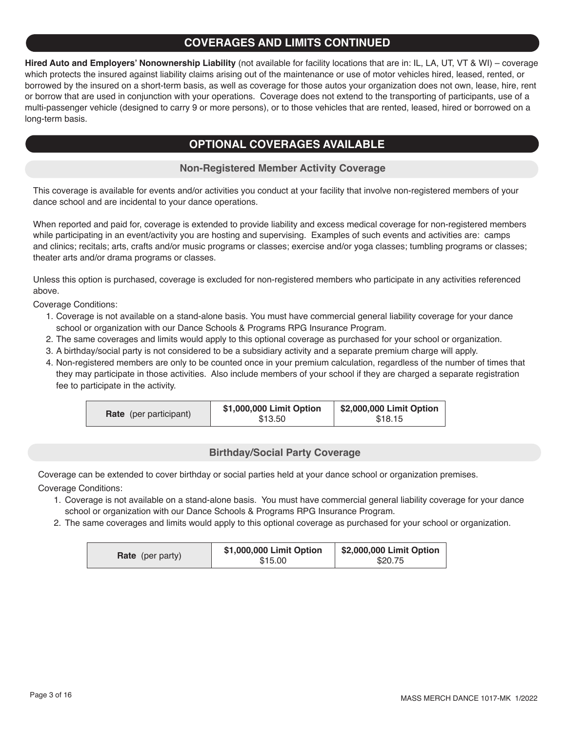## COVERAGES AND LIMITS CONTINUED

**Hired Auto and Employers' Nonownership Liability** (not available for facility locations that are in: IL, LA, UT, VT & WI) – coverage which protects the insured against liability claims arising out of the maintenance or use of motor vehicles hired, leased, rented, or borrowed by the insured on a short-term basis, as well as coverage for those autos your organization does not own, lease, hire, rent or borrow that are used in conjunction with your operations. Coverage does not extend to the transporting of participants, use of a multi-passenger vehicle (designed to carry 9 or more persons), or to those vehicles that are rented, leased, hired or borrowed on a long-term basis.

## OPTIONAL COVERAGES AVAILABLE

### Non-Registered Member Activity Coverage

This coverage is available for events and/or activities you conduct at your facility that involve non-registered members of your dance school and are incidental to your dance operations.

When reported and paid for, coverage is extended to provide liability and excess medical coverage for non-registered members while participating in an event/activity you are hosting and supervising. Examples of such events and activities are: camps and clinics; recitals; arts, crafts and/or music programs or classes; exercise and/or yoga classes; tumbling programs or classes; theater arts and/or drama programs or classes.

Unless this option is purchased, coverage is excluded for non-registered members who participate in any activities referenced above.

Coverage Conditions:

1. Coverage is not available on a stand-alone basis. You must have commercial general liability coverage for your dance school or organization with our Dance Schools & Programs RPG Insurance Program.
2. The same coverages and limits would apply to this optional coverage as purchased for your school or organization.
3. A birthday/social party is not considered to be a subsidiary activity and a separate premium charge will apply.
4. Non-registered members are only to be counted once in your premium calculation, regardless of the number of times that they may participate in those activities. Also include members of your school if they are charged a separate registration fee to participate in the activity.

| **Rate** (per participant) | **$1,000,000 Limit Option** $13.50 | **$2,000,000 Limit Option** $18.15 |
|---|---|---|

### Birthday/Social Party Coverage

Coverage can be extended to cover birthday or social parties held at your dance school or organization premises.

Coverage Conditions:

1. Coverage is not available on a stand-alone basis. You must have commercial general liability coverage for your dance school or organization with our Dance Schools & Programs RPG Insurance Program.
2. The same coverages and limits would apply to this optional coverage as purchased for your school or organization.

| **Rate** (per party) | **$1,000,000 Limit Option** $15.00 | **$2,000,000 Limit Option** $20.75 |
|---|---|---|

MASS MERCH DANCE 1017-MK 1/2022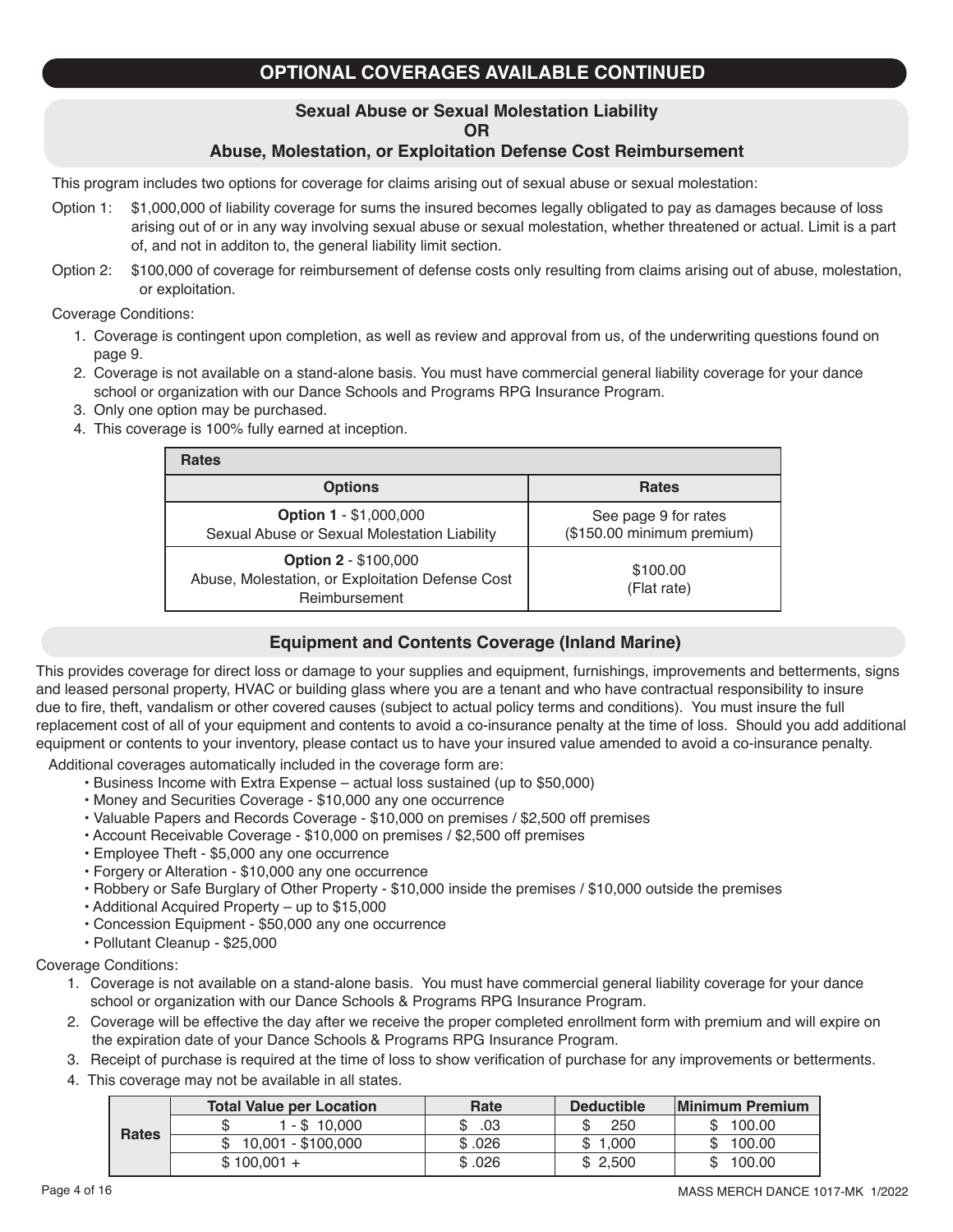# OPTIONAL COVERAGES AVAILABLE CONTINUED

## Sexual Abuse or Sexual Molestation Liability
## OR
## Abuse, Molestation, or Exploitation Defense Cost Reimbursement

This program includes two options for coverage for claims arising out of sexual abuse or sexual molestation:

Option 1: $1,000,000 of liability coverage for sums the insured becomes legally obligated to pay as damages because of loss arising out of or in any way involving sexual abuse or sexual molestation, whether threatened or actual. Limit is a part of, and not in additon to, the general liability limit section.

Option 2: $100,000 of coverage for reimbursement of defense costs only resulting from claims arising out of abuse, molestation, or exploitation.

Coverage Conditions:

1. Coverage is contingent upon completion, as well as review and approval from us, of the underwriting questions found on page 9.
2. Coverage is not available on a stand-alone basis. You must have commercial general liability coverage for your dance school or organization with our Dance Schools and Programs RPG Insurance Program.
3. Only one option may be purchased.
4. This coverage is 100% fully earned at inception.

| Rates | |
|---|---|
| **Options** | **Rates** |
| **Option 1** - $1,000,000 Sexual Abuse or Sexual Molestation Liability | See page 9 for rates ($150.00 minimum premium) |
| **Option 2** - $100,000 Abuse, Molestation, or Exploitation Defense Cost Reimbursement | $100.00 (Flat rate) |

## Equipment and Contents Coverage (Inland Marine)

This provides coverage for direct loss or damage to your supplies and equipment, furnishings, improvements and betterments, signs and leased personal property, HVAC or building glass where you are a tenant and who have contractual responsibility to insure due to fire, theft, vandalism or other covered causes (subject to actual policy terms and conditions). You must insure the full replacement cost of all of your equipment and contents to avoid a co-insurance penalty at the time of loss. Should you add additional equipment or contents to your inventory, please contact us to have your insured value amended to avoid a co-insurance penalty.

Additional coverages automatically included in the coverage form are:

- Business Income with Extra Expense – actual loss sustained (up to $50,000)
- Money and Securities Coverage - $10,000 any one occurrence
- Valuable Papers and Records Coverage - $10,000 on premises / $2,500 off premises
- Account Receivable Coverage - $10,000 on premises / $2,500 off premises
- Employee Theft - $5,000 any one occurrence
- Forgery or Alteration - $10,000 any one occurrence
- Robbery or Safe Burglary of Other Property - $10,000 inside the premises / $10,000 outside the premises
- Additional Acquired Property – up to $15,000
- Concession Equipment - $50,000 any one occurrence
- Pollutant Cleanup - $25,000

Coverage Conditions:

1. Coverage is not available on a stand-alone basis. You must have commercial general liability coverage for your dance school or organization with our Dance Schools & Programs RPG Insurance Program.
2. Coverage will be effective the day after we receive the proper completed enrollment form with premium and will expire on the expiration date of your Dance Schools & Programs RPG Insurance Program.
3. Receipt of purchase is required at the time of loss to show verification of purchase for any improvements or betterments.
4. This coverage may not be available in all states.

| | Total Value per Location | Rate | Deductible | Minimum Premium |
|---|---|---|---|---|
| **Rates** | $ 1 - $ 10,000 | $ .03 | $ 250 | $ 100.00 |
| | $ 10,001 - $100,000 | $ .026 | $ 1,000 | $ 100.00 |
| | $ 100,001 + | $ .026 | $ 2,500 | $ 100.00 |

MASS MERCH DANCE 1017-MK 1/2022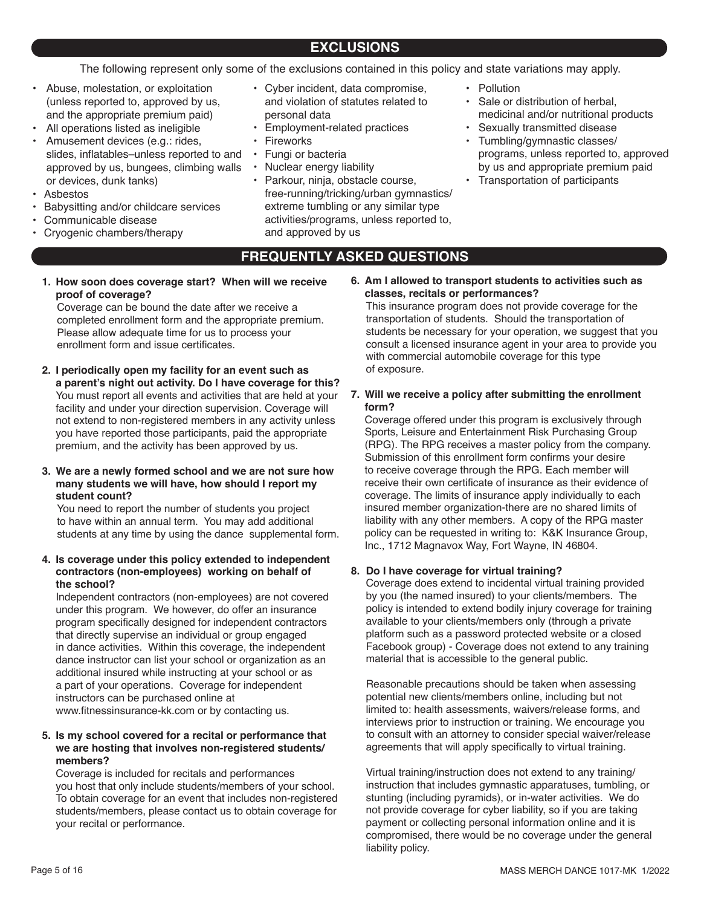## EXCLUSIONS

The following represent only some of the exclusions contained in this policy and state variations may apply.

- Abuse, molestation, or exploitation (unless reported to, approved by us, and the appropriate premium paid)
- All operations listed as ineligible
- Amusement devices (e.g.: rides, slides, inflatables–unless reported to and approved by us, bungees, climbing walls or devices, dunk tanks)
- Asbestos
- Babysitting and/or childcare services
- Communicable disease
- Cryogenic chambers/therapy
- Cyber incident, data compromise, and violation of statutes related to personal data
- Employment-related practices
- Fireworks
- Fungi or bacteria
- Nuclear energy liability
- Parkour, ninja, obstacle course, free-running/tricking/urban gymnastics/ extreme tumbling or any similar type activities/programs, unless reported to, and approved by us
- Pollution
- Sale or distribution of herbal, medicinal and/or nutritional products
- Sexually transmitted disease
- Tumbling/gymnastic classes/ programs, unless reported to, approved by us and appropriate premium paid
- Transportation of participants

## FREQUENTLY ASKED QUESTIONS

**1. How soon does coverage start? When will we receive proof of coverage?**

Coverage can be bound the date after we receive a completed enrollment form and the appropriate premium. Please allow adequate time for us to process your enrollment form and issue certificates.

**2. I periodically open my facility for an event such as a parent's night out activity. Do I have coverage for this?**

You must report all events and activities that are held at your facility and under your direction supervision. Coverage will not extend to non-registered members in any activity unless you have reported those participants, paid the appropriate premium, and the activity has been approved by us.

**3. We are a newly formed school and we are not sure how many students we will have, how should I report my student count?**

You need to report the number of students you project to have within an annual term. You may add additional students at any time by using the dance supplemental form.

**4. Is coverage under this policy extended to independent contractors (non-employees) working on behalf of the school?**

Independent contractors (non-employees) are not covered under this program. We however, do offer an insurance program specifically designed for independent contractors that directly supervise an individual or group engaged in dance activities. Within this coverage, the independent dance instructor can list your school or organization as an additional insured while instructing at your school or as a part of your operations. Coverage for independent instructors can be purchased online at www.fitnessinsurance-kk.com or by contacting us.

**5. Is my school covered for a recital or performance that we are hosting that involves non-registered students/ members?**

Coverage is included for recitals and performances you host that only include students/members of your school. To obtain coverage for an event that includes non-registered students/members, please contact us to obtain coverage for your recital or performance.

**6. Am I allowed to transport students to activities such as classes, recitals or performances?**

This insurance program does not provide coverage for the transportation of students. Should the transportation of students be necessary for your operation, we suggest that you consult a licensed insurance agent in your area to provide you with commercial automobile coverage for this type of exposure.

**7. Will we receive a policy after submitting the enrollment form?**

Coverage offered under this program is exclusively through Sports, Leisure and Entertainment Risk Purchasing Group (RPG). The RPG receives a master policy from the company. Submission of this enrollment form confirms your desire to receive coverage through the RPG. Each member will receive their own certificate of insurance as their evidence of coverage. The limits of insurance apply individually to each insured member organization-there are no shared limits of liability with any other members. A copy of the RPG master policy can be requested in writing to: K&K Insurance Group, Inc., 1712 Magnavox Way, Fort Wayne, IN 46804.

**8. Do I have coverage for virtual training?**

Coverage does extend to incidental virtual training provided by you (the named insured) to your clients/members. The policy is intended to extend bodily injury coverage for training available to your clients/members only (through a private platform such as a password protected website or a closed Facebook group) - Coverage does not extend to any training material that is accessible to the general public.

Reasonable precautions should be taken when assessing potential new clients/members online, including but not limited to: health assessments, waivers/release forms, and interviews prior to instruction or training. We encourage you to consult with an attorney to consider special waiver/release agreements that will apply specifically to virtual training.

Virtual training/instruction does not extend to any training/ instruction that includes gymnastic apparatuses, tumbling, or stunting (including pyramids), or in-water activities. We do not provide coverage for cyber liability, so if you are taking payment or collecting personal information online and it is compromised, there would be no coverage under the general liability policy.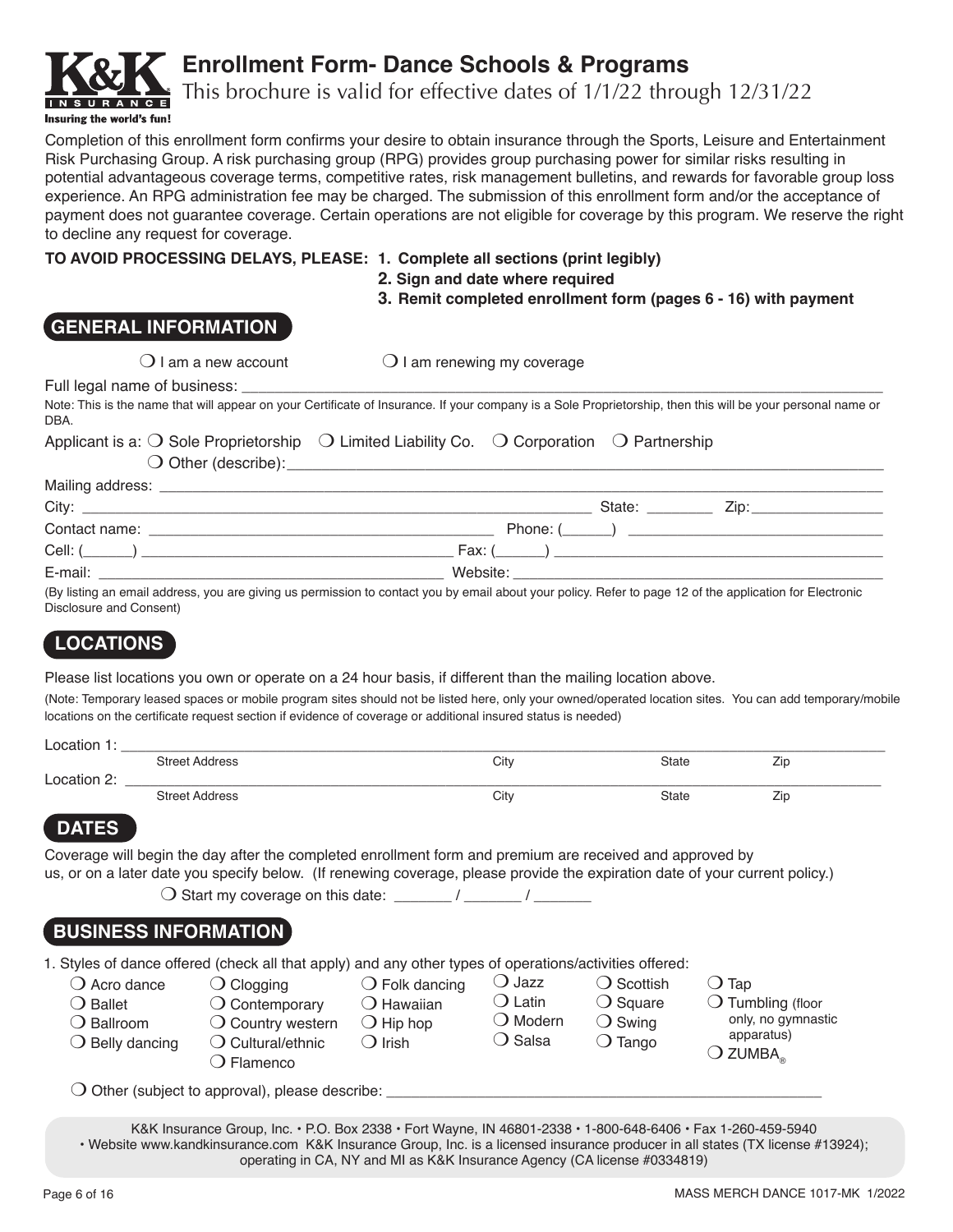# Enrollment Form- Dance Schools & Programs

This brochure is valid for effective dates of 1/1/22 through 12/31/22

Completion of this enrollment form confirms your desire to obtain insurance through the Sports, Leisure and Entertainment Risk Purchasing Group. A risk purchasing group (RPG) provides group purchasing power for similar risks resulting in potential advantageous coverage terms, competitive rates, risk management bulletins, and rewards for favorable group loss experience. An RPG administration fee may be charged. The submission of this enrollment form and/or the acceptance of payment does not guarantee coverage. Certain operations are not eligible for coverage by this program. We reserve the right to decline any request for coverage.

**TO AVOID PROCESSING DELAYS, PLEASE:**
1. **Complete all sections (print legibly)**
2. **Sign and date where required**
3. **Remit completed enrollment form (pages 6 - 16) with payment**

## GENERAL INFORMATION

❍ I am a new account ❍ I am renewing my coverage

Full legal name of business: ______________________________

Note: This is the name that will appear on your Certificate of Insurance. If your company is a Sole Proprietorship, then this will be your personal name or DBA.

Applicant is a: ❍ Sole Proprietorship ❍ Limited Liability Co. ❍ Corporation ❍ Partnership
❍ Other (describe): ______________________________

Mailing address: ______________________________

City: ______________________________ State: ________ Zip: ________________

Contact name: ______________________________ Phone: (______) ______________________________

Cell: (______) ______________________________ Fax: (______) ______________________________

E-mail: ______________________________ Website: ______________________________

(By listing an email address, you are giving us permission to contact you by email about your policy. Refer to page 12 of the application for Electronic Disclosure and Consent)

## LOCATIONS

Please list locations you own or operate on a 24 hour basis, if different than the mailing location above.

(Note: Temporary leased spaces or mobile program sites should not be listed here, only your owned/operated location sites. You can add temporary/mobile locations on the certificate request section if evidence of coverage or additional insured status is needed)

Location 1: ______________________________
Street Address City State Zip

Location 2: ______________________________
Street Address City State Zip

## DATES

Coverage will begin the day after the completed enrollment form and premium are received and approved by us, or on a later date you specify below. (If renewing coverage, please provide the expiration date of your current policy.)

❍ Start my coverage on this date: _______ / _______ / _______

## BUSINESS INFORMATION

1. Styles of dance offered (check all that apply) and any other types of operations/activities offered:

❍ Acro dance
❍ Ballet
❍ Ballroom
❍ Belly dancing
❍ Clogging
❍ Contemporary
❍ Country western
❍ Cultural/ethnic
❍ Flamenco
❍ Folk dancing
❍ Hawaiian
❍ Hip hop
❍ Irish
❍ Jazz
❍ Latin
❍ Modern
❍ Salsa
❍ Scottish
❍ Square
❍ Swing
❍ Tango
❍ Tap
❍ Tumbling (floor only, no gymnastic apparatus)
❍ ZUMBA®

❍ Other (subject to approval), please describe: ______________________________

K&K Insurance Group, Inc. • P.O. Box 2338 • Fort Wayne, IN 46801-2338 • 1-800-648-6406 • Fax 1-260-459-5940 • Website www.kandkinsurance.com K&K Insurance Group, Inc. is a licensed insurance producer in all states (TX license #13924); operating in CA, NY and MI as K&K Insurance Agency (CA license #0334819)

MASS MERCH DANCE 1017-MK 1/2022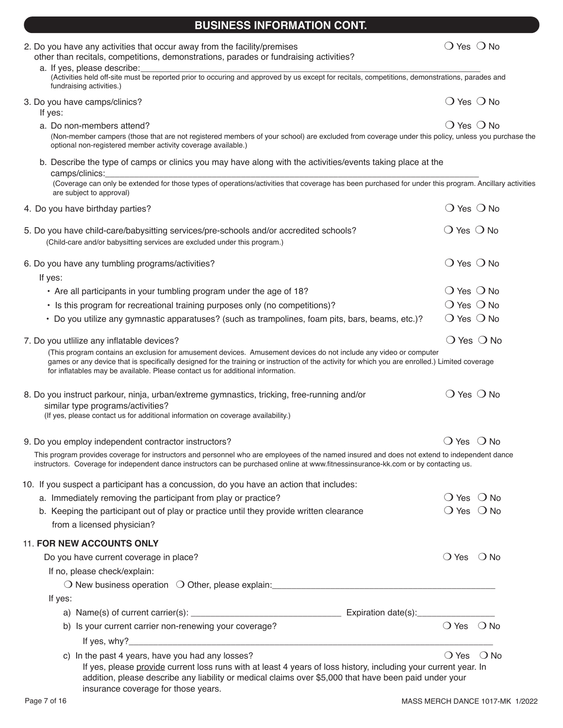## BUSINESS INFORMATION CONT.

2. Do you have any activities that occur away from the facility/premises other than recitals, competitions, demonstrations, parades or fundraising activities? ❍ Yes ❍ No
   a. If yes, please describe:\_\_\_\_\_\_\_\_\_\_\_\_\_\_\_\_\_\_\_\_\_\_\_\_\_\_\_\_\_\_\_\_\_\_\_\_\_\_\_\_
   (Activities held off-site must be reported prior to occuring and approved by us except for recitals, competitions, demonstrations, parades and fundraising activities.)

3. Do you have camps/clinics? ❍ Yes ❍ No
   If yes:
   a. Do non-members attend? ❍ Yes ❍ No
   (Non-member campers (those that are not registered members of your school) are excluded from coverage under this policy, unless you purchase the optional non-registered member activity coverage available.)
   b. Describe the type of camps or clinics you may have along with the activities/events taking place at the camps/clinics:\_\_\_\_\_\_\_\_\_\_\_\_\_\_\_\_\_\_\_\_\_\_\_\_\_\_\_\_\_\_\_\_\_\_\_\_\_\_\_\_
   (Coverage can only be extended for those types of operations/activities that coverage has been purchased for under this program. Ancillary activities are subject to approval)

4. Do you have birthday parties? ❍ Yes ❍ No

5. Do you have child-care/babysitting services/pre-schools and/or accredited schools? ❍ Yes ❍ No
   (Child-care and/or babysitting services are excluded under this program.)

6. Do you have any tumbling programs/activities? ❍ Yes ❍ No
   If yes:
   - Are all participants in your tumbling program under the age of 18? ❍ Yes ❍ No
   - Is this program for recreational training purposes only (no competitions)? ❍ Yes ❍ No
   - Do you utilize any gymnastic apparatuses? (such as trampolines, foam pits, bars, beams, etc.)? ❍ Yes ❍ No

7. Do you utlilize any inflatable devices? ❍ Yes ❍ No
   (This program contains an exclusion for amusement devices. Amusement devices do not include any video or computer games or any device that is specifically designed for the training or instruction of the activity for which you are enrolled.) Limited coverage for inflatables may be available. Please contact us for additional information.

8. Do you instruct parkour, ninja, urban/extreme gymnastics, tricking, free-running and/or similar type programs/activities? ❍ Yes ❍ No
   (If yes, please contact us for additional information on coverage availability.)

9. Do you employ independent contractor instructors? ❍ Yes ❍ No
   This program provides coverage for instructors and personnel who are employees of the named insured and does not extend to independent dance instructors. Coverage for independent dance instructors can be purchased online at www.fitnessinsurance-kk.com or by contacting us.

10. If you suspect a participant has a concussion, do you have an action that includes:
    a. Immediately removing the participant from play or practice? ❍ Yes ❍ No
    b. Keeping the participant out of play or practice until they provide written clearance from a licensed physician? ❍ Yes ❍ No

11. **FOR NEW ACCOUNTS ONLY**
    Do you have current coverage in place? ❍ Yes ❍ No
    If no, please check/explain:
    ❍ New business operation ❍ Other, please explain:\_\_\_\_\_\_\_\_\_\_\_\_\_\_\_\_\_\_\_\_\_\_\_\_\_\_\_\_\_\_
    If yes:
    a) Name(s) of current carrier(s): \_\_\_\_\_\_\_\_\_\_\_\_\_\_\_\_\_\_\_\_ Expiration date(s):\_\_\_\_\_\_\_\_\_\_\_\_
    b) Is your current carrier non-renewing your coverage? ❍ Yes ❍ No
    If yes, why?\_\_\_\_\_\_\_\_\_\_\_\_\_\_\_\_\_\_\_\_\_\_\_\_\_\_\_\_\_\_\_\_\_\_\_\_\_\_\_\_
    c) In the past 4 years, have you had any losses? ❍ Yes ❍ No
    If yes, please provide current loss runs with at least 4 years of loss history, including your current year. In addition, please describe any liability or medical claims over $5,000 that have been paid under your insurance coverage for those years.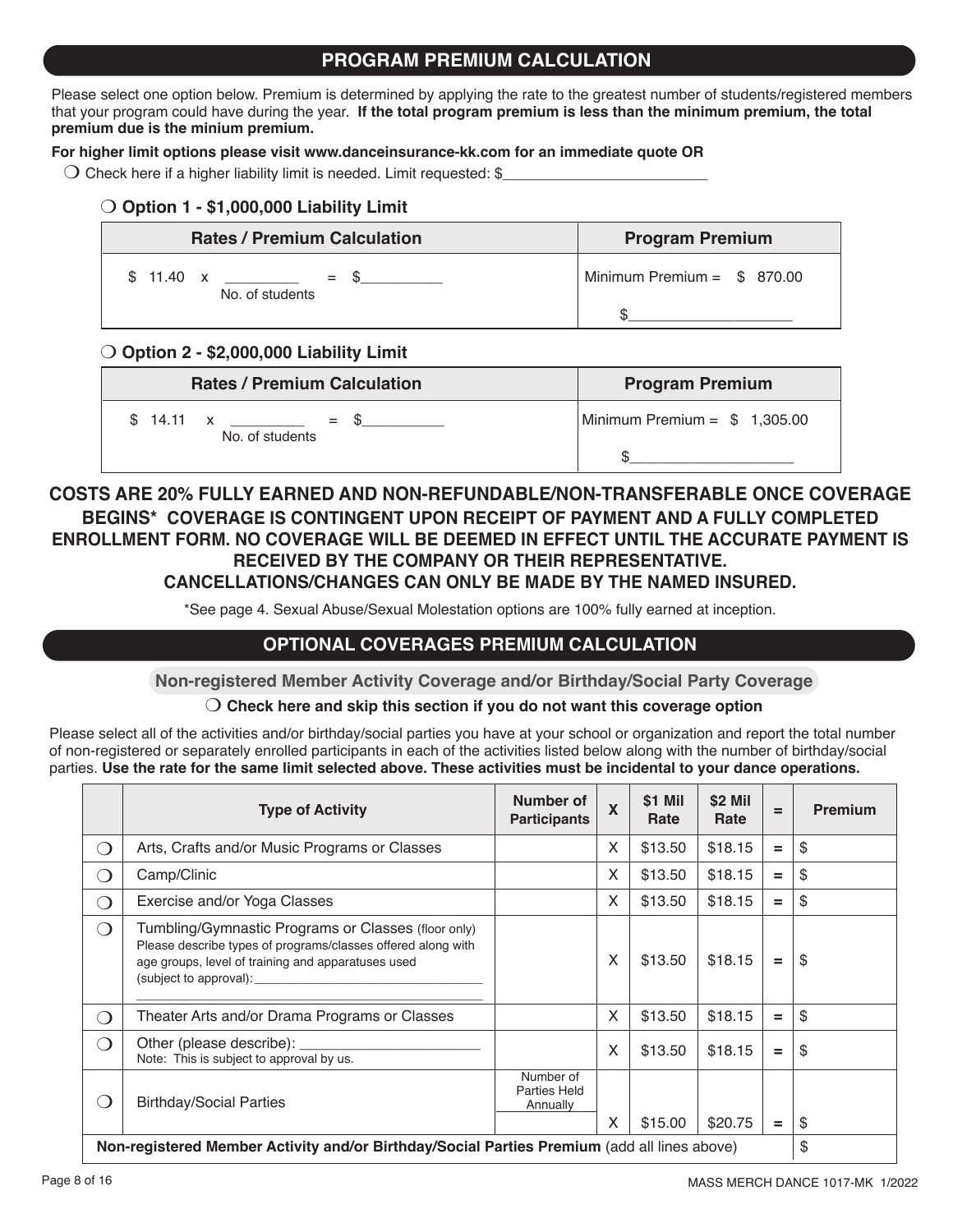## PROGRAM PREMIUM CALCULATION

Please select one option below. Premium is determined by applying the rate to the greatest number of students/registered members that your program could have during the year. **If the total program premium is less than the minimum premium, the total premium due is the minium premium.**

**For higher limit options please visit www.danceinsurance-kk.com for an immediate quote OR**

❍ Check here if a higher liability limit is needed. Limit requested: $_________________________

### ❍ Option 1 - $1,000,000 Liability Limit

| Rates / Premium Calculation | Program Premium |
|---|---|
| $ 11.40 x _________ = $__________<br>No. of students | Minimum Premium = $ 870.00<br>$____________________ |

### ❍ Option 2 - $2,000,000 Liability Limit

| Rates / Premium Calculation | Program Premium |
|---|---|
| $ 14.11 x _________ = $__________<br>No. of students | Minimum Premium = $ 1,305.00<br>$____________________ |

**COSTS ARE 20% FULLY EARNED AND NON-REFUNDABLE/NON-TRANSFERABLE ONCE COVERAGE BEGINS* COVERAGE IS CONTINGENT UPON RECEIPT OF PAYMENT AND A FULLY COMPLETED ENROLLMENT FORM. NO COVERAGE WILL BE DEEMED IN EFFECT UNTIL THE ACCURATE PAYMENT IS RECEIVED BY THE COMPANY OR THEIR REPRESENTATIVE. CANCELLATIONS/CHANGES CAN ONLY BE MADE BY THE NAMED INSURED.**

*See page 4. Sexual Abuse/Sexual Molestation options are 100% fully earned at inception.

## OPTIONAL COVERAGES PREMIUM CALCULATION

### Non-registered Member Activity Coverage and/or Birthday/Social Party Coverage

❍ **Check here and skip this section if you do not want this coverage option**

Please select all of the activities and/or birthday/social parties you have at your school or organization and report the total number of non-registered or separately enrolled participants in each of the activities listed below along with the number of birthday/social parties. **Use the rate for the same limit selected above. These activities must be incidental to your dance operations.**

| | Type of Activity | Number of Participants | X | $1 Mil Rate | $2 Mil Rate | = | Premium |
|---|---|---|---|---|---|---|---|
| ❍ | Arts, Crafts and/or Music Programs or Classes | | X | $13.50 | $18.15 | = | $ |
| ❍ | Camp/Clinic | | X | $13.50 | $18.15 | = | $ |
| ❍ | Exercise and/or Yoga Classes | | X | $13.50 | $18.15 | = | $ |
| ❍ | Tumbling/Gymnastic Programs or Classes (floor only)<br>Please describe types of programs/classes offered along with age groups, level of training and apparatuses used (subject to approval):_______________________________<br>_______________________________________________ | | X | $13.50 | $18.15 | = | $ |
| ❍ | Theater Arts and/or Drama Programs or Classes | | X | $13.50 | $18.15 | = | $ |
| ❍ | Other (please describe): ______________________<br>Note: This is subject to approval by us. | | X | $13.50 | $18.15 | = | $ |
| ❍ | Birthday/Social Parties | Number of Parties Held Annually | X | $15.00 | $20.75 | = | $ |
| **Non-registered Member Activity and/or Birthday/Social Parties Premium** (add all lines above) | | | | | | | $ |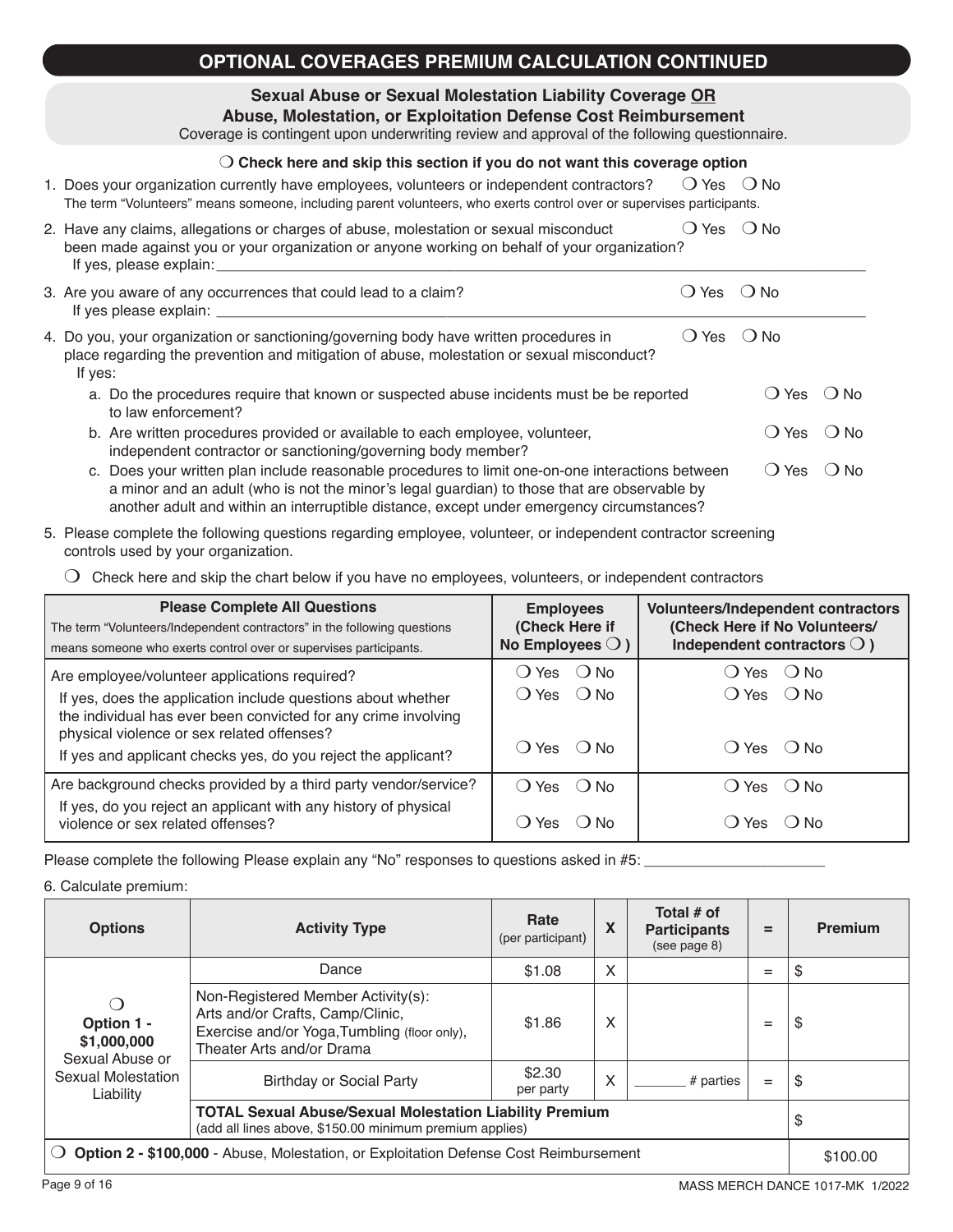# OPTIONAL COVERAGES PREMIUM CALCULATION CONTINUED

## Sexual Abuse or Sexual Molestation Liability Coverage OR Abuse, Molestation, or Exploitation Defense Cost Reimbursement

Coverage is contingent upon underwriting review and approval of the following questionnaire.

❍ **Check here and skip this section if you do not want this coverage option**

1. Does your organization currently have employees, volunteers or independent contractors? ❍ Yes ❍ No
   The term "Volunteers" means someone, including parent volunteers, who exerts control over or supervises participants.
2. Have any claims, allegations or charges of abuse, molestation or sexual misconduct been made against you or your organization or anyone working on behalf of your organization? ❍ Yes ❍ No
   If yes, please explain: ____________________
3. Are you aware of any occurrences that could lead to a claim? ❍ Yes ❍ No
   If yes please explain: ____________________
4. Do you, your organization or sanctioning/governing body have written procedures in place regarding the prevention and mitigation of abuse, molestation or sexual misconduct? ❍ Yes ❍ No
   If yes:
   a. Do the procedures require that known or suspected abuse incidents must be be reported to law enforcement? ❍ Yes ❍ No
   b. Are written procedures provided or available to each employee, volunteer, independent contractor or sanctioning/governing body member? ❍ Yes ❍ No
   c. Does your written plan include reasonable procedures to limit one-on-one interactions between a minor and an adult (who is not the minor's legal guardian) to those that are observable by another adult and within an interruptible distance, except under emergency circumstances? ❍ Yes ❍ No
5. Please complete the following questions regarding employee, volunteer, or independent contractor screening controls used by your organization.

   ❍ Check here and skip the chart below if you have no employees, volunteers, or independent contractors

| **Please Complete All Questions**<br>The term "Volunteers/Independent contractors" in the following questions means someone who exerts control over or supervises participants. | **Employees (Check Here if No Employees ❍ )** | **Volunteers/Independent contractors (Check Here if No Volunteers/ Independent contractors ❍ )** |
|---|---|---|
| Are employee/volunteer applications required? | ❍ Yes ❍ No | ❍ Yes ❍ No |
| If yes, does the application include questions about whether the individual has ever been convicted for any crime involving physical violence or sex related offenses? | ❍ Yes ❍ No | ❍ Yes ❍ No |
| If yes and applicant checks yes, do you reject the applicant? | ❍ Yes ❍ No | ❍ Yes ❍ No |
| Are background checks provided by a third party vendor/service? | ❍ Yes ❍ No | ❍ Yes ❍ No |
| If yes, do you reject an applicant with any history of physical violence or sex related offenses? | ❍ Yes ❍ No | ❍ Yes ❍ No |

Please complete the following Please explain any "No" responses to questions asked in #5: ____________________

6. Calculate premium:

| Options | Activity Type | Rate (per participant) | X | Total # of Participants (see page 8) | = | Premium |
|---|---|---|---|---|---|---|
| ❍ **Option 1 - $1,000,000** Sexual Abuse or Sexual Molestation Liability | Dance | $1.08 | X | | = | $ |
| | Non-Registered Member Activity(s): Arts and/or Crafts, Camp/Clinic, Exercise and/or Yoga, Tumbling (floor only), Theater Arts and/or Drama | $1.86 | X | | = | $ |
| | Birthday or Social Party | $2.30 per party | X | _______ # parties | = | $ |
| | **TOTAL Sexual Abuse/Sexual Molestation Liability Premium** (add all lines above, $150.00 minimum premium applies) | | | | | $ |
| ❍ **Option 2 - $100,000** - Abuse, Molestation, or Exploitation Defense Cost Reimbursement | | | | | | $100.00 |

MASS MERCH DANCE 1017-MK 1/2022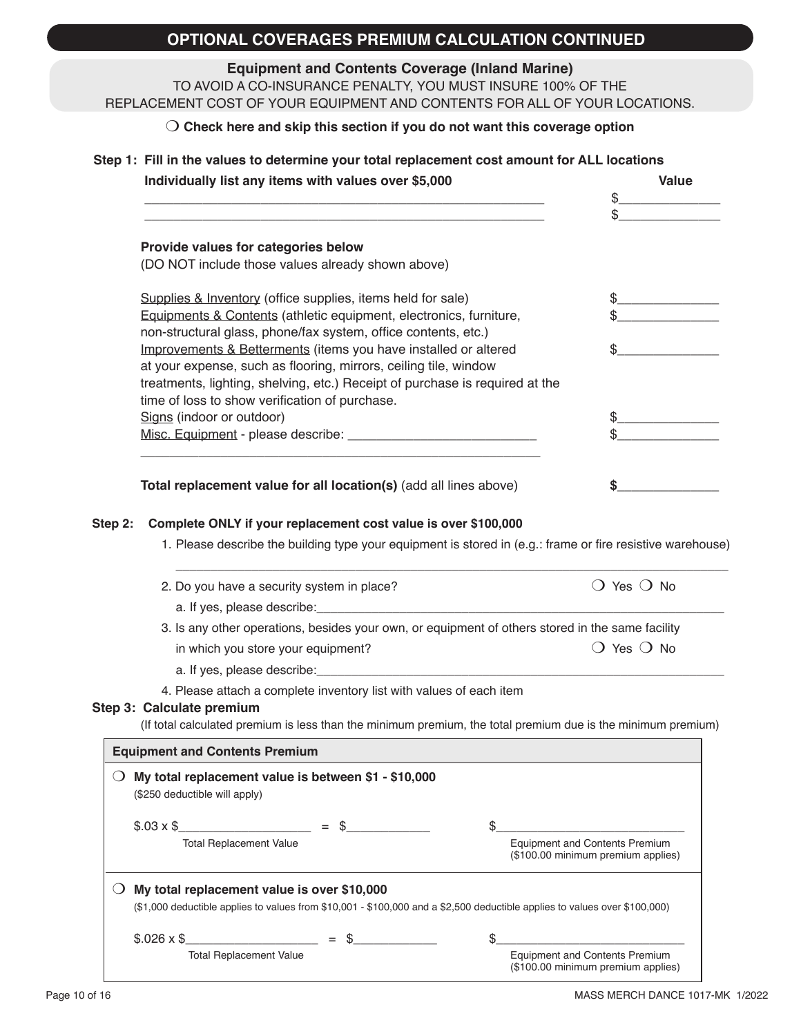## OPTIONAL COVERAGES PREMIUM CALCULATION CONTINUED

### Equipment and Contents Coverage (Inland Marine)

TO AVOID A CO-INSURANCE PENALTY, YOU MUST INSURE 100% OF THE REPLACEMENT COST OF YOUR EQUIPMENT AND CONTENTS FOR ALL OF YOUR LOCATIONS.

❍ **Check here and skip this section if you do not want this coverage option**

**Step 1: Fill in the values to determine your total replacement cost amount for ALL locations**

| **Individually list any items with values over $5,000** | **Value** |
|---|---|
| ________________________________________ | $____________ |
| ________________________________________ | $____________ |

**Provide values for categories below**
(DO NOT include those values already shown above)

| | |
|---|---|
| Supplies & Inventory (office supplies, items held for sale) | $____________ |
| Equipments & Contents (athletic equipment, electronics, furniture, non-structural glass, phone/fax system, office contents, etc.) | $____________ |
| Improvements & Betterments (items you have installed or altered at your expense, such as flooring, mirrors, ceiling tile, window treatments, lighting, shelving, etc.) Receipt of purchase is required at the time of loss to show verification of purchase. | $____________ |
| Signs (indoor or outdoor) | $____________ |
| Misc. Equipment - please describe: ________________________ ________________________________________ | $____________ |
| **Total replacement value for all location(s)** (add all lines above) | **$**____________ |

**Step 2: Complete ONLY if your replacement cost value is over $100,000**

1. Please describe the building type your equipment is stored in (e.g.: frame or fire resistive warehouse)
   ________________________________________________________________
2. Do you have a security system in place? ❍ Yes ❍ No
   a. If yes, please describe:________________________________________________
3. Is any other operations, besides your own, or equipment of others stored in the same facility in which you store your equipment? ❍ Yes ❍ No
   a. If yes, please describe:________________________________________________
4. Please attach a complete inventory list with values of each item

**Step 3: Calculate premium**

(If total calculated premium is less than the minimum premium, the total premium due is the minimum premium)

| **Equipment and Contents Premium** |
|---|
| ❍ **My total replacement value is between $1 - $10,000** ($250 deductible will apply)<br><br>$.03 x $________________ = $__________ $________________________<br>Total Replacement Value — Equipment and Contents Premium ($100.00 minimum premium applies) |
| ❍ **My total replacement value is over $10,000** ($1,000 deductible applies to values from $10,001 - $100,000 and a $2,500 deductible applies to values over $100,000)<br><br>$.026 x $________________ = $__________ $________________________<br>Total Replacement Value — Equipment and Contents Premium ($100.00 minimum premium applies) |

MASS MERCH DANCE 1017-MK 1/2022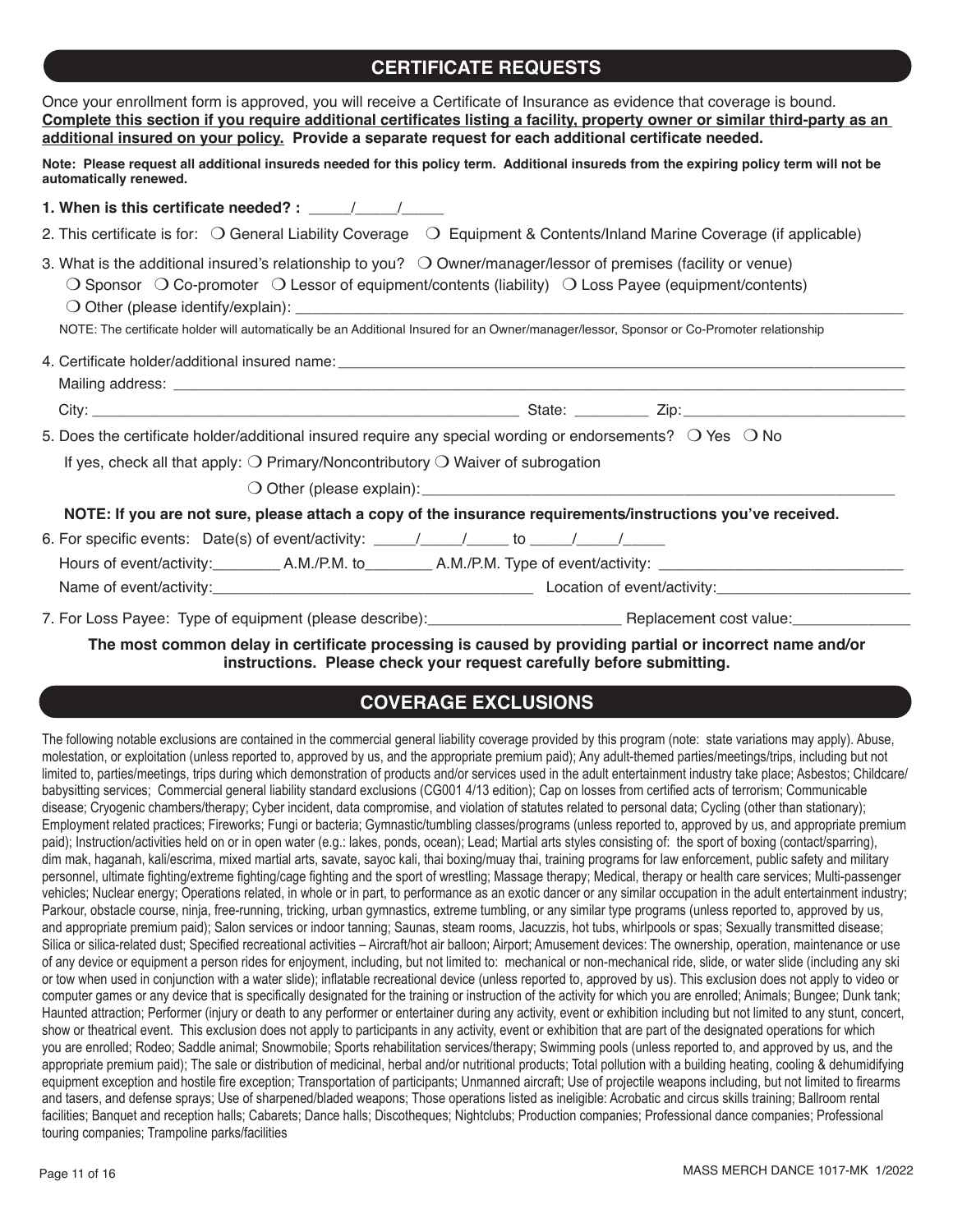## CERTIFICATE REQUESTS

Once your enrollment form is approved, you will receive a Certificate of Insurance as evidence that coverage is bound. **Complete this section if you require additional certificates listing a facility, property owner or similar third-party as an additional insured on your policy. Provide a separate request for each additional certificate needed.**

**Note: Please request all additional insureds needed for this policy term. Additional insureds from the expiring policy term will not be automatically renewed.**

**1. When is this certificate needed? :** _____/_____/_____

2. This certificate is for: ❍ General Liability Coverage ❍ Equipment & Contents/Inland Marine Coverage (if applicable)

3. What is the additional insured's relationship to you? ❍ Owner/manager/lessor of premises (facility or venue)
❍ Sponsor ❍ Co-promoter ❍ Lessor of equipment/contents (liability) ❍ Loss Payee (equipment/contents)
❍ Other (please identify/explain): ______________________________________________________________

NOTE: The certificate holder will automatically be an Additional Insured for an Owner/manager/lessor, Sponsor or Co-Promoter relationship

4. Certificate holder/additional insured name: ______________________________________________________
Mailing address: ______________________________________________________________________
City: ________________________________________ State: _________ Zip: ________________________

5. Does the certificate holder/additional insured require any special wording or endorsements? ❍ Yes ❍ No
If yes, check all that apply: ❍ Primary/Noncontributory ❍ Waiver of subrogation
❍ Other (please explain): ________________________________________________

**NOTE: If you are not sure, please attach a copy of the insurance requirements/instructions you've received.**

6. For specific events: Date(s) of event/activity: _____/_____/_____ to _____/_____/_____
Hours of event/activity:________ A.M./P.M. to________ A.M./P.M. Type of event/activity: __________________________
Name of event/activity:_________________________________ Location of event/activity:______________________

7. For Loss Payee: Type of equipment (please describe):______________________ Replacement cost value:______________

**The most common delay in certificate processing is caused by providing partial or incorrect name and/or instructions. Please check your request carefully before submitting.**

## COVERAGE EXCLUSIONS

The following notable exclusions are contained in the commercial general liability coverage provided by this program (note: state variations may apply). Abuse, molestation, or exploitation (unless reported to, approved by us, and the appropriate premium paid); Any adult-themed parties/meetings/trips, including but not limited to, parties/meetings, trips during which demonstration of products and/or services used in the adult entertainment industry take place; Asbestos; Childcare/babysitting services; Commercial general liability standard exclusions (CG001 4/13 edition); Cap on losses from certified acts of terrorism; Communicable disease; Cryogenic chambers/therapy; Cyber incident, data compromise, and violation of statutes related to personal data; Cycling (other than stationary); Employment related practices; Fireworks; Fungi or bacteria; Gymnastic/tumbling classes/programs (unless reported to, approved by us, and appropriate premium paid); Instruction/activities held on or in open water (e.g.: lakes, ponds, ocean); Lead; Martial arts styles consisting of: the sport of boxing (contact/sparring), dim mak, haganah, kali/escrima, mixed martial arts, savate, sayoc kali, thai boxing/muay thai, training programs for law enforcement, public safety and military personnel, ultimate fighting/extreme fighting/cage fighting and the sport of wrestling; Massage therapy; Medical, therapy or health care services; Multi-passenger vehicles; Nuclear energy; Operations related, in whole or in part, to performance as an exotic dancer or any similar occupation in the adult entertainment industry; Parkour, obstacle course, ninja, free-running, tricking, urban gymnastics, extreme tumbling, or any similar type programs (unless reported to, approved by us, and appropriate premium paid); Salon services or indoor tanning; Saunas, steam rooms, Jacuzzis, hot tubs, whirlpools or spas; Sexually transmitted disease; Silica or silica-related dust; Specified recreational activities – Aircraft/hot air balloon; Airport; Amusement devices: The ownership, operation, maintenance or use of any device or equipment a person rides for enjoyment, including, but not limited to: mechanical or non-mechanical ride, slide, or water slide (including any ski or tow when used in conjunction with a water slide); inflatable recreational device (unless reported to, approved by us). This exclusion does not apply to video or computer games or any device that is specifically designated for the training or instruction of the activity for which you are enrolled; Animals; Bungee; Dunk tank; Haunted attraction; Performer (injury or death to any performer or entertainer during any activity, event or exhibition including but not limited to any stunt, concert, show or theatrical event. This exclusion does not apply to participants in any activity, event or exhibition that are part of the designated operations for which you are enrolled; Rodeo; Saddle animal; Snowmobile; Sports rehabilitation services/therapy; Swimming pools (unless reported to, and approved by us, and the appropriate premium paid); The sale or distribution of medicinal, herbal and/or nutritional products; Total pollution with a building heating, cooling & dehumidifying equipment exception and hostile fire exception; Transportation of participants; Unmanned aircraft; Use of projectile weapons including, but not limited to firearms and tasers, and defense sprays; Use of sharpened/bladed weapons; Those operations listed as ineligible: Acrobatic and circus skills training; Ballroom rental facilities; Banquet and reception halls; Cabarets; Dance halls; Discotheques; Nightclubs; Production companies; Professional dance companies; Professional touring companies; Trampoline parks/facilities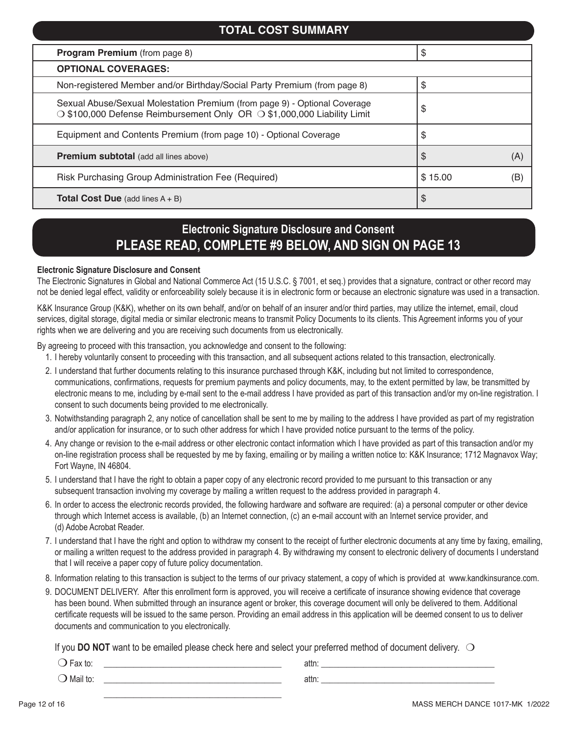## TOTAL COST SUMMARY

| Item | Amount | |
|---|---|---|
| **Program Premium** (from page 8) | $ | |
| **OPTIONAL COVERAGES:** | | |
| Non-registered Member and/or Birthday/Social Party Premium (from page 8) | $ | |
| Sexual Abuse/Sexual Molestation Premium (from page 9) - Optional Coverage ❍ $100,000 Defense Reimbursement Only OR ❍ $1,000,000 Liability Limit | $ | |
| Equipment and Contents Premium (from page 10) - Optional Coverage | $ | |
| **Premium subtotal** (add all lines above) | $ | (A) |
| Risk Purchasing Group Administration Fee (Required) | $ 15.00 | (B) |
| **Total Cost Due** (add lines A + B) | $ | |

## Electronic Signature Disclosure and Consent
## PLEASE READ, COMPLETE #9 BELOW, AND SIGN ON PAGE 13

**Electronic Signature Disclosure and Consent**

The Electronic Signatures in Global and National Commerce Act (15 U.S.C. § 7001, et seq.) provides that a signature, contract or other record may not be denied legal effect, validity or enforceability solely because it is in electronic form or because an electronic signature was used in a transaction.

K&K Insurance Group (K&K), whether on its own behalf, and/or on behalf of an insurer and/or third parties, may utilize the internet, email, cloud services, digital storage, digital media or similar electronic means to transmit Policy Documents to its clients. This Agreement informs you of your rights when we are delivering and you are receiving such documents from us electronically.

By agreeing to proceed with this transaction, you acknowledge and consent to the following:

1. I hereby voluntarily consent to proceeding with this transaction, and all subsequent actions related to this transaction, electronically.
2. I understand that further documents relating to this insurance purchased through K&K, including but not limited to correspondence, communications, confirmations, requests for premium payments and policy documents, may, to the extent permitted by law, be transmitted by electronic means to me, including by e-mail sent to the e-mail address I have provided as part of this transaction and/or my on-line registration. I consent to such documents being provided to me electronically.
3. Notwithstanding paragraph 2, any notice of cancellation shall be sent to me by mailing to the address I have provided as part of my registration and/or application for insurance, or to such other address for which I have provided notice pursuant to the terms of the policy.
4. Any change or revision to the e-mail address or other electronic contact information which I have provided as part of this transaction and/or my on-line registration process shall be requested by me by faxing, emailing or by mailing a written notice to: K&K Insurance; 1712 Magnavox Way; Fort Wayne, IN 46804.
5. I understand that I have the right to obtain a paper copy of any electronic record provided to me pursuant to this transaction or any subsequent transaction involving my coverage by mailing a written request to the address provided in paragraph 4.
6. In order to access the electronic records provided, the following hardware and software are required: (a) a personal computer or other device through which Internet access is available, (b) an Internet connection, (c) an e-mail account with an Internet service provider, and (d) Adobe Acrobat Reader.
7. I understand that I have the right and option to withdraw my consent to the receipt of further electronic documents at any time by faxing, emailing, or mailing a written request to the address provided in paragraph 4. By withdrawing my consent to electronic delivery of documents I understand that I will receive a paper copy of future policy documentation.
8. Information relating to this transaction is subject to the terms of our privacy statement, a copy of which is provided at www.kandkinsurance.com.
9. DOCUMENT DELIVERY. After this enrollment form is approved, you will receive a certificate of insurance showing evidence that coverage has been bound. When submitted through an insurance agent or broker, this coverage document will only be delivered to them. Additional certificate requests will be issued to the same person. Providing an email address in this application will be deemed consent to us to deliver documents and communication to you electronically.

If you **DO NOT** want to be emailed please check here and select your preferred method of document delivery. ❍

❍ Fax to: ________________________________________ attn: ________________________________________

❍ Mail to: ________________________________________ attn: ________________________________________

________________________________________

MASS MERCH DANCE 1017-MK 1/2022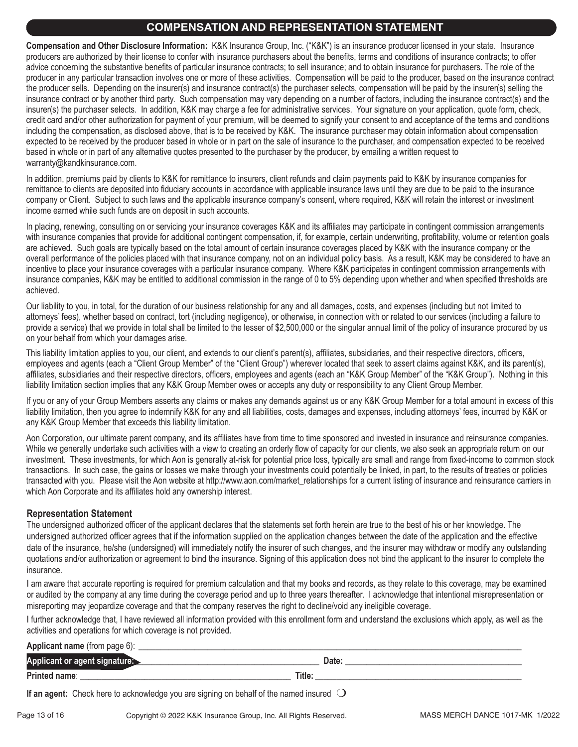## COMPENSATION AND REPRESENTATION STATEMENT

**Compensation and Other Disclosure Information:** K&K Insurance Group, Inc. ("K&K") is an insurance producer licensed in your state. Insurance producers are authorized by their license to confer with insurance purchasers about the benefits, terms and conditions of insurance contracts; to offer advice concerning the substantive benefits of particular insurance contracts; to sell insurance; and to obtain insurance for purchasers. The role of the producer in any particular transaction involves one or more of these activities. Compensation will be paid to the producer, based on the insurance contract the producer sells. Depending on the insurer(s) and insurance contract(s) the purchaser selects, compensation will be paid by the insurer(s) selling the insurance contract or by another third party. Such compensation may vary depending on a number of factors, including the insurance contract(s) and the insurer(s) the purchaser selects. In addition, K&K may charge a fee for administrative services. Your signature on your application, quote form, check, credit card and/or other authorization for payment of your premium, will be deemed to signify your consent to and acceptance of the terms and conditions including the compensation, as disclosed above, that is to be received by K&K. The insurance purchaser may obtain information about compensation expected to be received by the producer based in whole or in part on the sale of insurance to the purchaser, and compensation expected to be received based in whole or in part of any alternative quotes presented to the purchaser by the producer, by emailing a written request to warranty@kandkinsurance.com.

In addition, premiums paid by clients to K&K for remittance to insurers, client refunds and claim payments paid to K&K by insurance companies for remittance to clients are deposited into fiduciary accounts in accordance with applicable insurance laws until they are due to be paid to the insurance company or Client. Subject to such laws and the applicable insurance company's consent, where required, K&K will retain the interest or investment income earned while such funds are on deposit in such accounts.

In placing, renewing, consulting on or servicing your insurance coverages K&K and its affiliates may participate in contingent commission arrangements with insurance companies that provide for additional contingent compensation, if, for example, certain underwriting, profitability, volume or retention goals are achieved. Such goals are typically based on the total amount of certain insurance coverages placed by K&K with the insurance company or the overall performance of the policies placed with that insurance company, not on an individual policy basis. As a result, K&K may be considered to have an incentive to place your insurance coverages with a particular insurance company. Where K&K participates in contingent commission arrangements with insurance companies, K&K may be entitled to additional commission in the range of 0 to 5% depending upon whether and when specified thresholds are achieved.

Our liability to you, in total, for the duration of our business relationship for any and all damages, costs, and expenses (including but not limited to attorneys' fees), whether based on contract, tort (including negligence), or otherwise, in connection with or related to our services (including a failure to provide a service) that we provide in total shall be limited to the lesser of $2,500,000 or the singular annual limit of the policy of insurance procured by us on your behalf from which your damages arise.

This liability limitation applies to you, our client, and extends to our client's parent(s), affiliates, subsidiaries, and their respective directors, officers, employees and agents (each a "Client Group Member" of the "Client Group") wherever located that seek to assert claims against K&K, and its parent(s), affiliates, subsidiaries and their respective directors, officers, employees and agents (each an "K&K Group Member" of the "K&K Group"). Nothing in this liability limitation section implies that any K&K Group Member owes or accepts any duty or responsibility to any Client Group Member.

If you or any of your Group Members asserts any claims or makes any demands against us or any K&K Group Member for a total amount in excess of this liability limitation, then you agree to indemnify K&K for any and all liabilities, costs, damages and expenses, including attorneys' fees, incurred by K&K or any K&K Group Member that exceeds this liability limitation.

Aon Corporation, our ultimate parent company, and its affiliates have from time to time sponsored and invested in insurance and reinsurance companies. While we generally undertake such activities with a view to creating an orderly flow of capacity for our clients, we also seek an appropriate return on our investment. These investments, for which Aon is generally at-risk for potential price loss, typically are small and range from fixed-income to common stock transactions. In such case, the gains or losses we make through your investments could potentially be linked, in part, to the results of treaties or policies transacted with you. Please visit the Aon website at http://www.aon.com/market_relationships for a current listing of insurance and reinsurance carriers in which Aon Corporate and its affiliates hold any ownership interest.

### Representation Statement

The undersigned authorized officer of the applicant declares that the statements set forth herein are true to the best of his or her knowledge. The undersigned authorized officer agrees that if the information supplied on the application changes between the date of the application and the effective date of the insurance, he/she (undersigned) will immediately notify the insurer of such changes, and the insurer may withdraw or modify any outstanding quotations and/or authorization or agreement to bind the insurance. Signing of this application does not bind the applicant to the insurer to complete the insurance.

I am aware that accurate reporting is required for premium calculation and that my books and records, as they relate to this coverage, may be examined or audited by the company at any time during the coverage period and up to three years thereafter. I acknowledge that intentional misrepresentation or misreporting may jeopardize coverage and that the company reserves the right to decline/void any ineligible coverage.

I further acknowledge that, I have reviewed all information provided with this enrollment form and understand the exclusions which apply, as well as the activities and operations for which coverage is not provided.

**Applicant name** (from page 6): ______________________________

**Applicant or agent signature:** ______________________________ **Date:** ______________________________

**Printed name**: ______________________________ **Title:** ______________________________

**If an agent:** Check here to acknowledge you are signing on behalf of the named insured ☐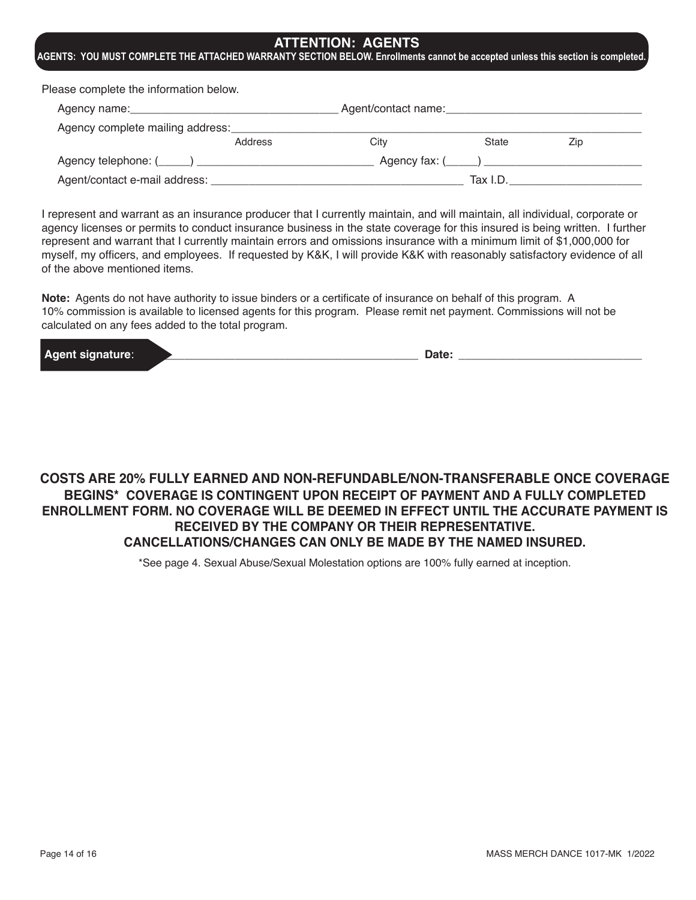## ATTENTION: AGENTS

**AGENTS: YOU MUST COMPLETE THE ATTACHED WARRANTY SECTION BELOW. Enrollments cannot be accepted unless this section is completed.**

Please complete the information below.

Agency name:_________________________________ Agent/contact name:_______________________________

Agency complete mailing address:_____________________________________________________________________

Address City State Zip

Agency telephone: (_____) ____________________________ Agency fax: (_____) __________________________

Agent/contact e-mail address: _________________________________________ Tax I.D._____________________

I represent and warrant as an insurance producer that I currently maintain, and will maintain, all individual, corporate or agency licenses or permits to conduct insurance business in the state coverage for this insured is being written. I further represent and warrant that I currently maintain errors and omissions insurance with a minimum limit of $1,000,000 for myself, my officers, and employees. If requested by K&K, I will provide K&K with reasonably satisfactory evidence of all of the above mentioned items.

**Note:** Agents do not have authority to issue binders or a certificate of insurance on behalf of this program. A 10% commission is available to licensed agents for this program. Please remit net payment. Commissions will not be calculated on any fees added to the total program.

**Agent signature**: _______________________________________ **Date:** _____________________________

**COSTS ARE 20% FULLY EARNED AND NON-REFUNDABLE/NON-TRANSFERABLE ONCE COVERAGE BEGINS* COVERAGE IS CONTINGENT UPON RECEIPT OF PAYMENT AND A FULLY COMPLETED ENROLLMENT FORM. NO COVERAGE WILL BE DEEMED IN EFFECT UNTIL THE ACCURATE PAYMENT IS RECEIVED BY THE COMPANY OR THEIR REPRESENTATIVE.
CANCELLATIONS/CHANGES CAN ONLY BE MADE BY THE NAMED INSURED.**

*See page 4. Sexual Abuse/Sexual Molestation options are 100% fully earned at inception.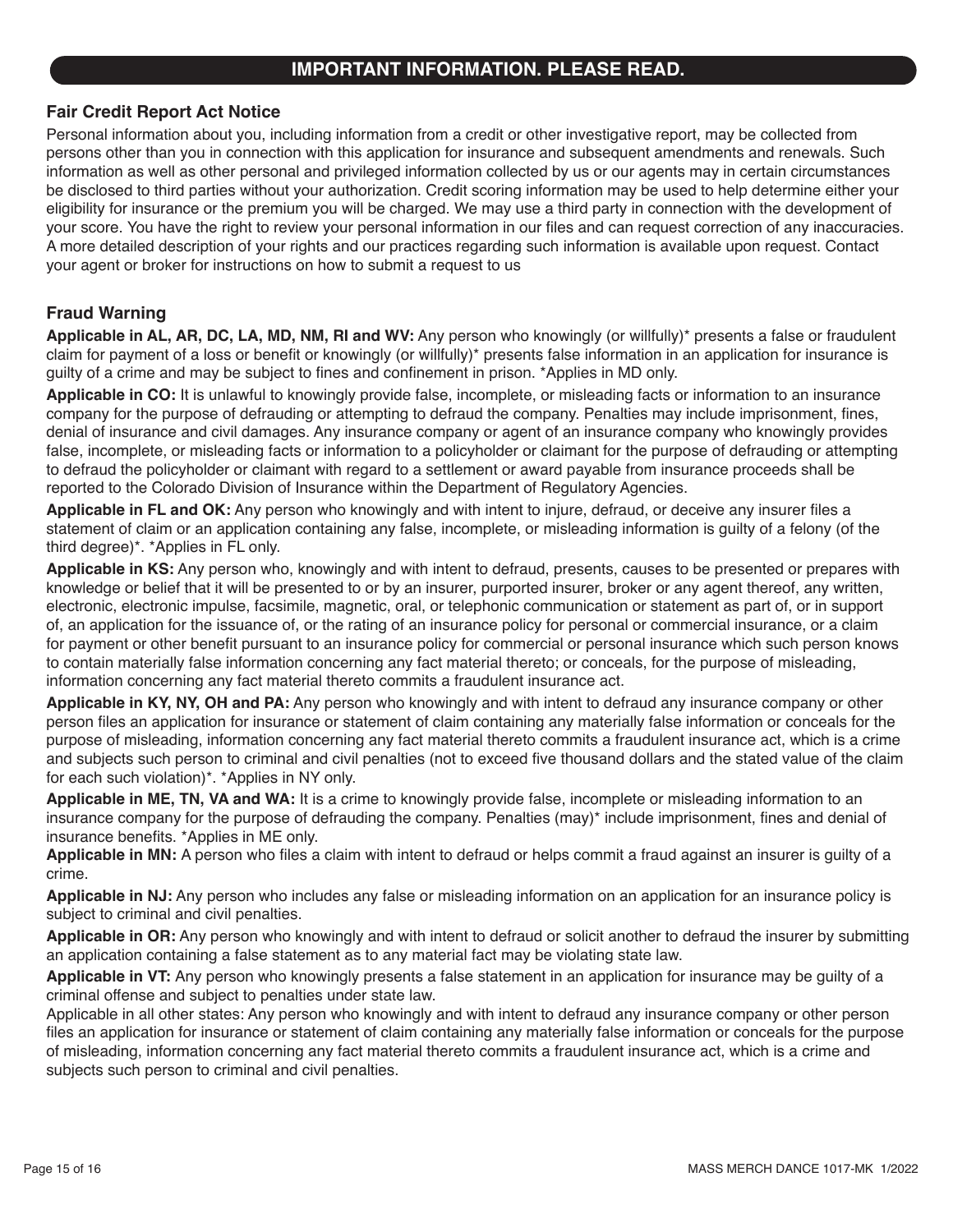## IMPORTANT INFORMATION. PLEASE READ.

### Fair Credit Report Act Notice

Personal information about you, including information from a credit or other investigative report, may be collected from persons other than you in connection with this application for insurance and subsequent amendments and renewals. Such information as well as other personal and privileged information collected by us or our agents may in certain circumstances be disclosed to third parties without your authorization. Credit scoring information may be used to help determine either your eligibility for insurance or the premium you will be charged. We may use a third party in connection with the development of your score. You have the right to review your personal information in our files and can request correction of any inaccuracies. A more detailed description of your rights and our practices regarding such information is available upon request. Contact your agent or broker for instructions on how to submit a request to us

### Fraud Warning

**Applicable in AL, AR, DC, LA, MD, NM, RI and WV:** Any person who knowingly (or willfully)* presents a false or fraudulent claim for payment of a loss or benefit or knowingly (or willfully)* presents false information in an application for insurance is guilty of a crime and may be subject to fines and confinement in prison. *Applies in MD only.

**Applicable in CO:** It is unlawful to knowingly provide false, incomplete, or misleading facts or information to an insurance company for the purpose of defrauding or attempting to defraud the company. Penalties may include imprisonment, fines, denial of insurance and civil damages. Any insurance company or agent of an insurance company who knowingly provides false, incomplete, or misleading facts or information to a policyholder or claimant for the purpose of defrauding or attempting to defraud the policyholder or claimant with regard to a settlement or award payable from insurance proceeds shall be reported to the Colorado Division of Insurance within the Department of Regulatory Agencies.

**Applicable in FL and OK:** Any person who knowingly and with intent to injure, defraud, or deceive any insurer files a statement of claim or an application containing any false, incomplete, or misleading information is guilty of a felony (of the third degree)*. *Applies in FL only.

**Applicable in KS:** Any person who, knowingly and with intent to defraud, presents, causes to be presented or prepares with knowledge or belief that it will be presented to or by an insurer, purported insurer, broker or any agent thereof, any written, electronic, electronic impulse, facsimile, magnetic, oral, or telephonic communication or statement as part of, or in support of, an application for the issuance of, or the rating of an insurance policy for personal or commercial insurance, or a claim for payment or other benefit pursuant to an insurance policy for commercial or personal insurance which such person knows to contain materially false information concerning any fact material thereto; or conceals, for the purpose of misleading, information concerning any fact material thereto commits a fraudulent insurance act.

**Applicable in KY, NY, OH and PA:** Any person who knowingly and with intent to defraud any insurance company or other person files an application for insurance or statement of claim containing any materially false information or conceals for the purpose of misleading, information concerning any fact material thereto commits a fraudulent insurance act, which is a crime and subjects such person to criminal and civil penalties (not to exceed five thousand dollars and the stated value of the claim for each such violation)*. *Applies in NY only.

**Applicable in ME, TN, VA and WA:** It is a crime to knowingly provide false, incomplete or misleading information to an insurance company for the purpose of defrauding the company. Penalties (may)* include imprisonment, fines and denial of insurance benefits. *Applies in ME only.

**Applicable in MN:** A person who files a claim with intent to defraud or helps commit a fraud against an insurer is guilty of a crime.

**Applicable in NJ:** Any person who includes any false or misleading information on an application for an insurance policy is subject to criminal and civil penalties.

**Applicable in OR:** Any person who knowingly and with intent to defraud or solicit another to defraud the insurer by submitting an application containing a false statement as to any material fact may be violating state law.

**Applicable in VT:** Any person who knowingly presents a false statement in an application for insurance may be guilty of a criminal offense and subject to penalties under state law.

Applicable in all other states: Any person who knowingly and with intent to defraud any insurance company or other person files an application for insurance or statement of claim containing any materially false information or conceals for the purpose of misleading, information concerning any fact material thereto commits a fraudulent insurance act, which is a crime and subjects such person to criminal and civil penalties.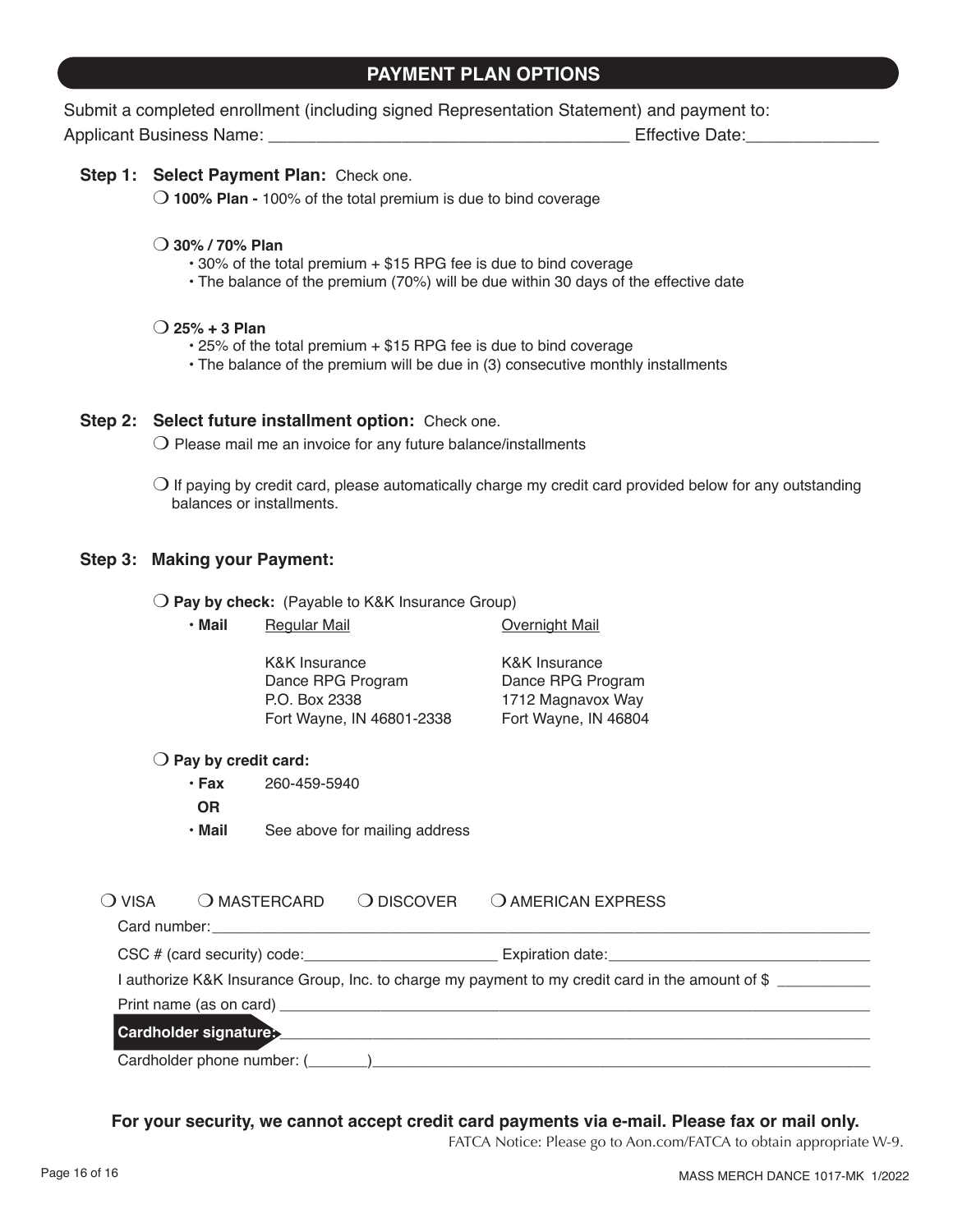## PAYMENT PLAN OPTIONS

Submit a completed enrollment (including signed Representation Statement) and payment to:

Applicant Business Name: ______________________________________ Effective Date:_____________

**Step 1: Select Payment Plan:** Check one.

❍ **100% Plan -** 100% of the total premium is due to bind coverage

❍ **30% / 70% Plan**
- 30% of the total premium + $15 RPG fee is due to bind coverage
- The balance of the premium (70%) will be due within 30 days of the effective date

❍ **25% + 3 Plan**
- 25% of the total premium + $15 RPG fee is due to bind coverage
- The balance of the premium will be due in (3) consecutive monthly installments

**Step 2: Select future installment option:** Check one.

❍ Please mail me an invoice for any future balance/installments

❍ If paying by credit card, please automatically charge my credit card provided below for any outstanding balances or installments.

**Step 3: Making your Payment:**

❍ **Pay by check:** (Payable to K&K Insurance Group)

- **Mail**

| Regular Mail | Overnight Mail |
|---|---|
| K&K Insurance<br>Dance RPG Program<br>P.O. Box 2338<br>Fort Wayne, IN 46801-2338 | K&K Insurance<br>Dance RPG Program<br>1712 Magnavox Way<br>Fort Wayne, IN 46804 |

❍ **Pay by credit card:**
- **Fax** 260-459-5940

  **OR**
- **Mail** See above for mailing address

❍ VISA ❍ MASTERCARD ❍ DISCOVER ❍ AMERICAN EXPRESS

Card number:_______________________________________________________________

CSC # (card security) code:______________________ Expiration date:_____________________________

I authorize K&K Insurance Group, Inc. to charge my payment to my credit card in the amount of $ __________

Print name (as on card) _____________________________________________________________

**Cardholder signature:** ____________________________________________________________

Cardholder phone number: (_______)___________________________________________________

**For your security, we cannot accept credit card payments via e-mail. Please fax or mail only.**

FATCA Notice: Please go to Aon.com/FATCA to obtain appropriate W-9.

MASS MERCH DANCE 1017-MK 1/2022